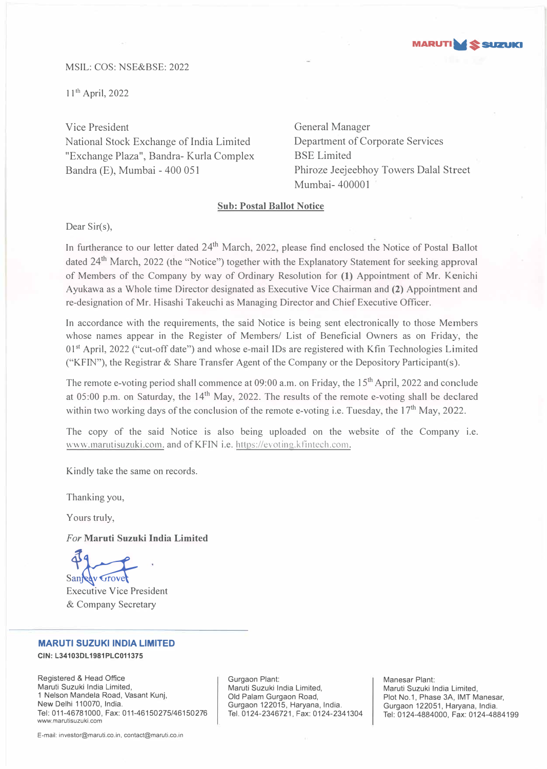MSIL: COS: NSE&BSE: 2022

11th April, 2022

Vice President
National Stock Exchange of India Limited
"Exchange Plaza", Bandra- Kurla Complex
Bandra (E), Mumbai - 400 051

General Manager
Department of Corporate Services
BSE Limited
Phiroze Jeejeebhoy Towers Dalal Street
Mumbai- 400001

**Sub: Postal Ballot Notice**

Dear Sir(s),

In furtherance to our letter dated 24th March, 2022, please find enclosed the Notice of Postal Ballot dated 24th March, 2022 (the "Notice") together with the Explanatory Statement for seeking approval of Members of the Company by way of Ordinary Resolution for **(1)** Appointment of Mr. Kenichi Ayukawa as a Whole time Director designated as Executive Vice Chairman and **(2)** Appointment and re-designation of Mr. Hisashi Takeuchi as Managing Director and Chief Executive Officer.

In accordance with the requirements, the said Notice is being sent electronically to those Members whose names appear in the Register of Members/ List of Beneficial Owners as on Friday, the 01st April, 2022 ("cut-off date") and whose e-mail IDs are registered with Kfin Technologies Limited ("KFIN"), the Registrar & Share Transfer Agent of the Company or the Depository Participant(s).

The remote e-voting period shall commence at 09:00 a.m. on Friday, the 15th April, 2022 and conclude at 05:00 p.m. on Saturday, the 14th May, 2022. The results of the remote e-voting shall be declared within two working days of the conclusion of the remote e-voting i.e. Tuesday, the 17th May, 2022.

The copy of the said Notice is also being uploaded on the website of the Company i.e. www.marutisuzuki.com. and of KFIN i.e. https://evoting.kfintech.com.

Kindly take the same on records.

Thanking you,

Yours truly,

*For* **Maruti Suzuki India Limited**

Sanjeev Grover
Executive Vice President
& Company Secretary

**MARUTI SUZUKI INDIA LIMITED**
**CIN: L34103DL1981PLC011375**

Registered & Head Office
Maruti Suzuki India Limited,
1 Nelson Mandela Road, Vasant Kunj,
New Delhi 110070, India.
Tel: 011-46781000, Fax: 011-46150275/46150276
www.marutisuzuki.com

Gurgaon Plant:
Maruti Suzuki India Limited,
Old Palam Gurgaon Road,
Gurgaon 122015, Haryana, India.
Tel. 0124-2346721, Fax: 0124-2341304

Manesar Plant:
Maruti Suzuki India Limited,
Plot No.1, Phase 3A, IMT Manesar,
Gurgaon 122051, Haryana, India.
Tel: 0124-4884000, Fax: 0124-4884199

E-mail: investor@maruti.co.in, contact@maruti.co.in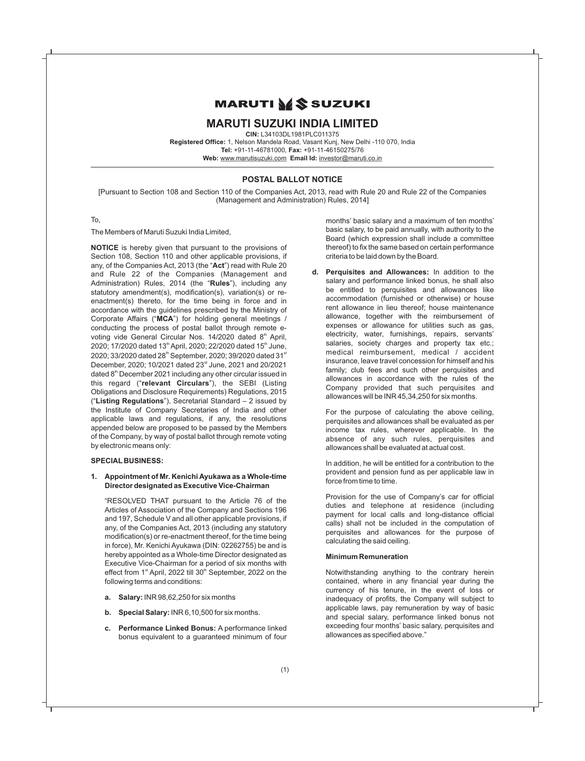# MARUTI SUZUKI

## MARUTI SUZUKI INDIA LIMITED

**CIN:** L34103DL1981PLC011375
**Registered Office:** 1, Nelson Mandela Road, Vasant Kunj, New Delhi -110 070, India
**Tel:** +91-11-46781000, **Fax:** +91-11-46150275/76
**Web:** www.marutisuzuki.com **Email Id:** investor@maruti.co.in

### POSTAL BALLOT NOTICE

[Pursuant to Section 108 and Section 110 of the Companies Act, 2013, read with Rule 20 and Rule 22 of the Companies (Management and Administration) Rules, 2014]

To,

The Members of Maruti Suzuki India Limited,

**NOTICE** is hereby given that pursuant to the provisions of Section 108, Section 110 and other applicable provisions, if any, of the Companies Act, 2013 (the "**Act**") read with Rule 20 and Rule 22 of the Companies (Management and Administration) Rules, 2014 (the "**Rules**"), including any statutory amendment(s), modification(s), variation(s) or re-enactment(s) thereto, for the time being in force and in accordance with the guidelines prescribed by the Ministry of Corporate Affairs ("**MCA**") for holding general meetings / conducting the process of postal ballot through remote e-voting vide General Circular Nos. 14/2020 dated 8th April, 2020; 17/2020 dated 13th April, 2020; 22/2020 dated 15th June, 2020; 33/2020 dated 28th September, 2020; 39/2020 dated 31st December, 2020; 10/2021 dated 23rd June, 2021 and 20/2021 dated 8th December 2021 including any other circular issued in this regard ("**relevant Circulars**"), the SEBI (Listing Obligations and Disclosure Requirements) Regulations, 2015 ("**Listing Regulations**"), Secretarial Standard – 2 issued by the Institute of Company Secretaries of India and other applicable laws and regulations, if any, the resolutions appended below are proposed to be passed by the Members of the Company, by way of postal ballot through Remote voting by electronic means only:

**SPECIAL BUSINESS:**

**1. Appointment of Mr. Kenichi Ayukawa as a Whole-time Director designated as Executive Vice-Chairman**

"RESOLVED THAT pursuant to the Article 76 of the Articles of Association of the Company and Sections 196 and 197, Schedule V and all other applicable provisions, if any, of the Companies Act, 2013 (including any statutory modification(s) or re-enactment thereof, for the time being in force), Mr. Kenichi Ayukawa (DIN: 02262755) be and is hereby appointed as a Whole-time Director designated as Executive Vice-Chairman for a period of six months with effect from 1st April, 2022 till 30th September, 2022 on the following terms and conditions:

a. **Salary:** INR 98,62,250 for six months

b. **Special Salary:** INR 6,10,500 for six months.

c. **Performance Linked Bonus:** A performance linked bonus equivalent to a guaranteed minimum of four months' basic salary and a maximum of ten months' basic salary, to be paid annually, with authority to the Board (which expression shall include a committee thereof) to fix the same based on certain performance criteria to be laid down by the Board.

d. **Perquisites and Allowances:** In addition to the salary and performance linked bonus, he shall also be entitled to perquisites and allowances like accommodation (furnished or otherwise) or house rent allowance in lieu thereof; house maintenance allowance, together with the reimbursement of expenses or allowance for utilities such as gas, electricity, water, furnishings, repairs, servants' salaries, society charges and property tax etc.; medical reimbursement, medical / accident insurance, leave travel concession for himself and his family; club fees and such other perquisites and allowances in accordance with the rules of the Company provided that such perquisites and allowances will be INR 45,34,250 for six months.

For the purpose of calculating the above ceiling, perquisites and allowances shall be evaluated as per income tax rules, wherever applicable. In the absence of any such rules, perquisites and allowances shall be evaluated at actual cost.

In addition, he will be entitled for a contribution to the provident and pension fund as per applicable law in force from time to time.

Provision for the use of Company's car for official duties and telephone at residence (including payment for local calls and long-distance official calls) shall not be included in the computation of perquisites and allowances for the purpose of calculating the said ceiling.

**Minimum Remuneration**

Notwithstanding anything to the contrary herein contained, where in any financial year during the currency of his tenure, in the event of loss or inadequacy of profits, the Company will subject to applicable laws, pay remuneration by way of basic and special salary, performance linked bonus not exceeding four months' basic salary, perquisites and allowances as specified above."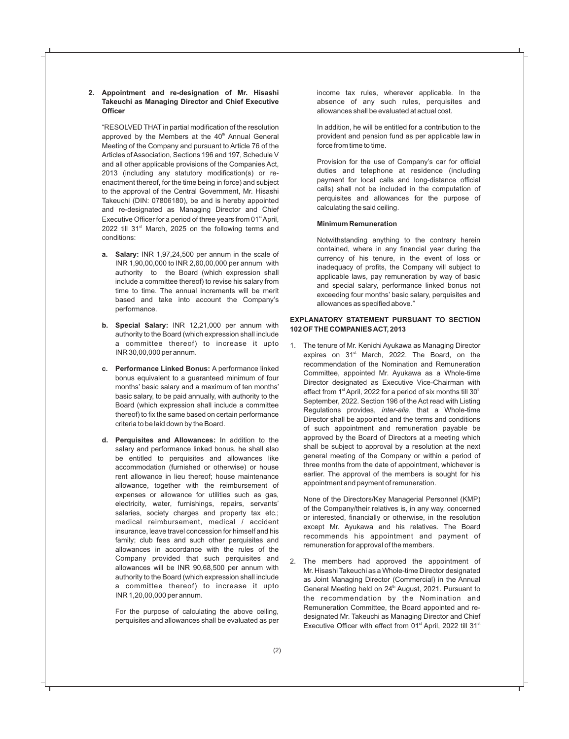**2. Appointment and re-designation of Mr. Hisashi Takeuchi as Managing Director and Chief Executive Officer**

"RESOLVED THAT in partial modification of the resolution approved by the Members at the 40th Annual General Meeting of the Company and pursuant to Article 76 of the Articles of Association, Sections 196 and 197, Schedule V and all other applicable provisions of the Companies Act, 2013 (including any statutory modification(s) or re-enactment thereof, for the time being in force) and subject to the approval of the Central Government, Mr. Hisashi Takeuchi (DIN: 07806180), be and is hereby appointed and re-designated as Managing Director and Chief Executive Officer for a period of three years from 01st April, 2022 till 31st March, 2025 on the following terms and conditions:

- **a. Salary:** INR 1,97,24,500 per annum in the scale of INR 1,90,00,000 to INR 2,60,00,000 per annum with authority to the Board (which expression shall include a committee thereof) to revise his salary from time to time. The annual increments will be merit based and take into account the Company's performance.

- **b. Special Salary:** INR 12,21,000 per annum with authority to the Board (which expression shall include a committee thereof) to increase it upto INR 30,00,000 per annum.

- **c. Performance Linked Bonus:** A performance linked bonus equivalent to a guaranteed minimum of four months' basic salary and a maximum of ten months' basic salary, to be paid annually, with authority to the Board (which expression shall include a committee thereof) to fix the same based on certain performance criteria to be laid down by the Board.

- **d. Perquisites and Allowances:** In addition to the salary and performance linked bonus, he shall also be entitled to perquisites and allowances like accommodation (furnished or otherwise) or house rent allowance in lieu thereof; house maintenance allowance, together with the reimbursement of expenses or allowance for utilities such as gas, electricity, water, furnishings, repairs, servants' salaries, society charges and property tax etc.; medical reimbursement, medical / accident insurance, leave travel concession for himself and his family; club fees and such other perquisites and allowances in accordance with the rules of the Company provided that such perquisites and allowances will be INR 90,68,500 per annum with authority to the Board (which expression shall include a committee thereof) to increase it upto INR 1,20,00,000 per annum.

  For the purpose of calculating the above ceiling, perquisites and allowances shall be evaluated as per income tax rules, wherever applicable. In the absence of any such rules, perquisites and allowances shall be evaluated at actual cost.

  In addition, he will be entitled for a contribution to the provident and pension fund as per applicable law in force from time to time.

  Provision for the use of Company's car for official duties and telephone at residence (including payment for local calls and long-distance official calls) shall not be included in the computation of perquisites and allowances for the purpose of calculating the said ceiling.

  **Minimum Remuneration**

  Notwithstanding anything to the contrary herein contained, where in any financial year during the currency of his tenure, in the event of loss or inadequacy of profits, the Company will subject to applicable laws, pay remuneration by way of basic and special salary, performance linked bonus not exceeding four months' basic salary, perquisites and allowances as specified above."

**EXPLANATORY STATEMENT PURSUANT TO SECTION 102 OF THE COMPANIES ACT, 2013**

1. The tenure of Mr. Kenichi Ayukawa as Managing Director expires on 31st March, 2022. The Board, on the recommendation of the Nomination and Remuneration Committee, appointed Mr. Ayukawa as a Whole-time Director designated as Executive Vice-Chairman with effect from 1st April, 2022 for a period of six months till 30th September, 2022. Section 196 of the Act read with Listing Regulations provides, *inter-alia*, that a Whole-time Director shall be appointed and the terms and conditions of such appointment and remuneration payable be approved by the Board of Directors at a meeting which shall be subject to approval by a resolution at the next general meeting of the Company or within a period of three months from the date of appointment, whichever is earlier. The approval of the members is sought for his appointment and payment of remuneration.

   None of the Directors/Key Managerial Personnel (KMP) of the Company/their relatives is, in any way, concerned or interested, financially or otherwise, in the resolution except Mr. Ayukawa and his relatives. The Board recommends his appointment and payment of remuneration for approval of the members.

2. The members had approved the appointment of Mr. Hisashi Takeuchi as a Whole-time Director designated as Joint Managing Director (Commercial) in the Annual General Meeting held on 24th August, 2021. Pursuant to the recommendation by the Nomination and Remuneration Committee, the Board appointed and re-designated Mr. Takeuchi as Managing Director and Chief Executive Officer with effect from 01st April, 2022 till 31st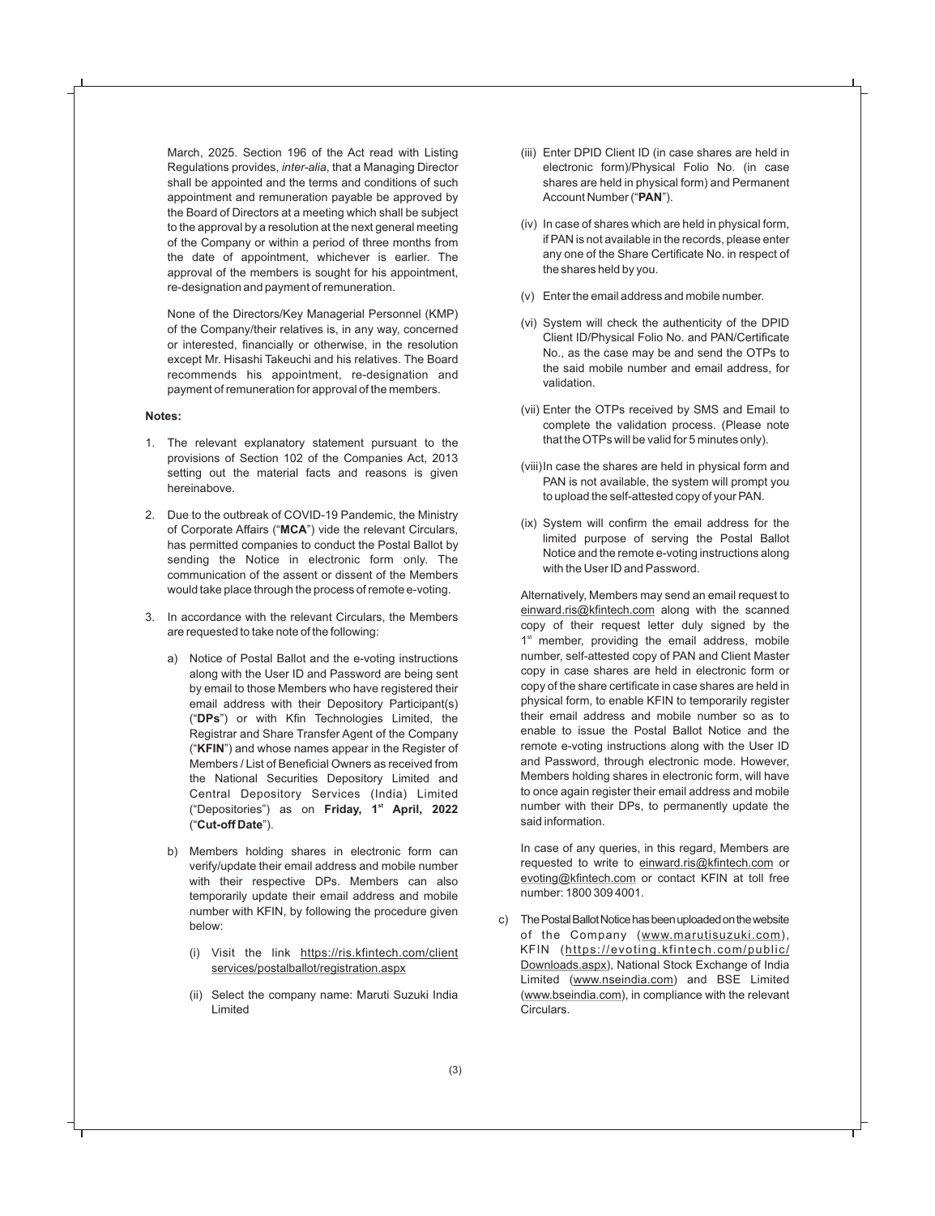March, 2025. Section 196 of the Act read with Listing Regulations provides, *inter-alia*, that a Managing Director shall be appointed and the terms and conditions of such appointment and remuneration payable be approved by the Board of Directors at a meeting which shall be subject to the approval by a resolution at the next general meeting of the Company or within a period of three months from the date of appointment, whichever is earlier. The approval of the members is sought for his appointment, re-designation and payment of remuneration.

None of the Directors/Key Managerial Personnel (KMP) of the Company/their relatives is, in any way, concerned or interested, financially or otherwise, in the resolution except Mr. Hisashi Takeuchi and his relatives. The Board recommends his appointment, re-designation and payment of remuneration for approval of the members.

**Notes:**

1. The relevant explanatory statement pursuant to the provisions of Section 102 of the Companies Act, 2013 setting out the material facts and reasons is given hereinabove.

2. Due to the outbreak of COVID-19 Pandemic, the Ministry of Corporate Affairs ("**MCA**") vide the relevant Circulars, has permitted companies to conduct the Postal Ballot by sending the Notice in electronic form only. The communication of the assent or dissent of the Members would take place through the process of remote e-voting.

3. In accordance with the relevant Circulars, the Members are requested to take note of the following:

   a) Notice of Postal Ballot and the e-voting instructions along with the User ID and Password are being sent by email to those Members who have registered their email address with their Depository Participant(s) ("**DPs**") or with Kfin Technologies Limited, the Registrar and Share Transfer Agent of the Company ("**KFIN**") and whose names appear in the Register of Members / List of Beneficial Owners as received from the National Securities Depository Limited and Central Depository Services (India) Limited ("Depositories") as on **Friday, 1st April, 2022** ("**Cut-off Date**").

   b) Members holding shares in electronic form can verify/update their email address and mobile number with their respective DPs. Members can also temporarily update their email address and mobile number with KFIN, by following the procedure given below:

      (i) Visit the link https://ris.kfintech.com/client services/postalballot/registration.aspx

      (ii) Select the company name: Maruti Suzuki India Limited

      (iii) Enter DPID Client ID (in case shares are held in electronic form)/Physical Folio No. (in case shares are held in physical form) and Permanent Account Number ("**PAN**").

      (iv) In case of shares which are held in physical form, if PAN is not available in the records, please enter any one of the Share Certificate No. in respect of the shares held by you.

      (v) Enter the email address and mobile number.

      (vi) System will check the authenticity of the DPID Client ID/Physical Folio No. and PAN/Certificate No., as the case may be and send the OTPs to the said mobile number and email address, for validation.

      (vii) Enter the OTPs received by SMS and Email to complete the validation process. (Please note that the OTPs will be valid for 5 minutes only).

      (viii) In case the shares are held in physical form and PAN is not available, the system will prompt you to upload the self-attested copy of your PAN.

      (ix) System will confirm the email address for the limited purpose of serving the Postal Ballot Notice and the remote e-voting instructions along with the User ID and Password.

      Alternatively, Members may send an email request to einward.ris@kfintech.com along with the scanned copy of their request letter duly signed by the 1st member, providing the email address, mobile number, self-attested copy of PAN and Client Master copy in case shares are held in electronic form or copy of the share certificate in case shares are held in physical form, to enable KFIN to temporarily register their email address and mobile number so as to enable to issue the Postal Ballot Notice and the remote e-voting instructions along with the User ID and Password, through electronic mode. However, Members holding shares in electronic form, will have to once again register their email address and mobile number with their DPs, to permanently update the said information.

      In case of any queries, in this regard, Members are requested to write to einward.ris@kfintech.com or evoting@kfintech.com or contact KFIN at toll free number: 1800 309 4001.

   c) The Postal Ballot Notice has been uploaded on the website of the Company (www.marutisuzuki.com), KFIN (https://evoting.kfintech.com/public/Downloads.aspx), National Stock Exchange of India Limited (www.nseindia.com) and BSE Limited (www.bseindia.com), in compliance with the relevant Circulars.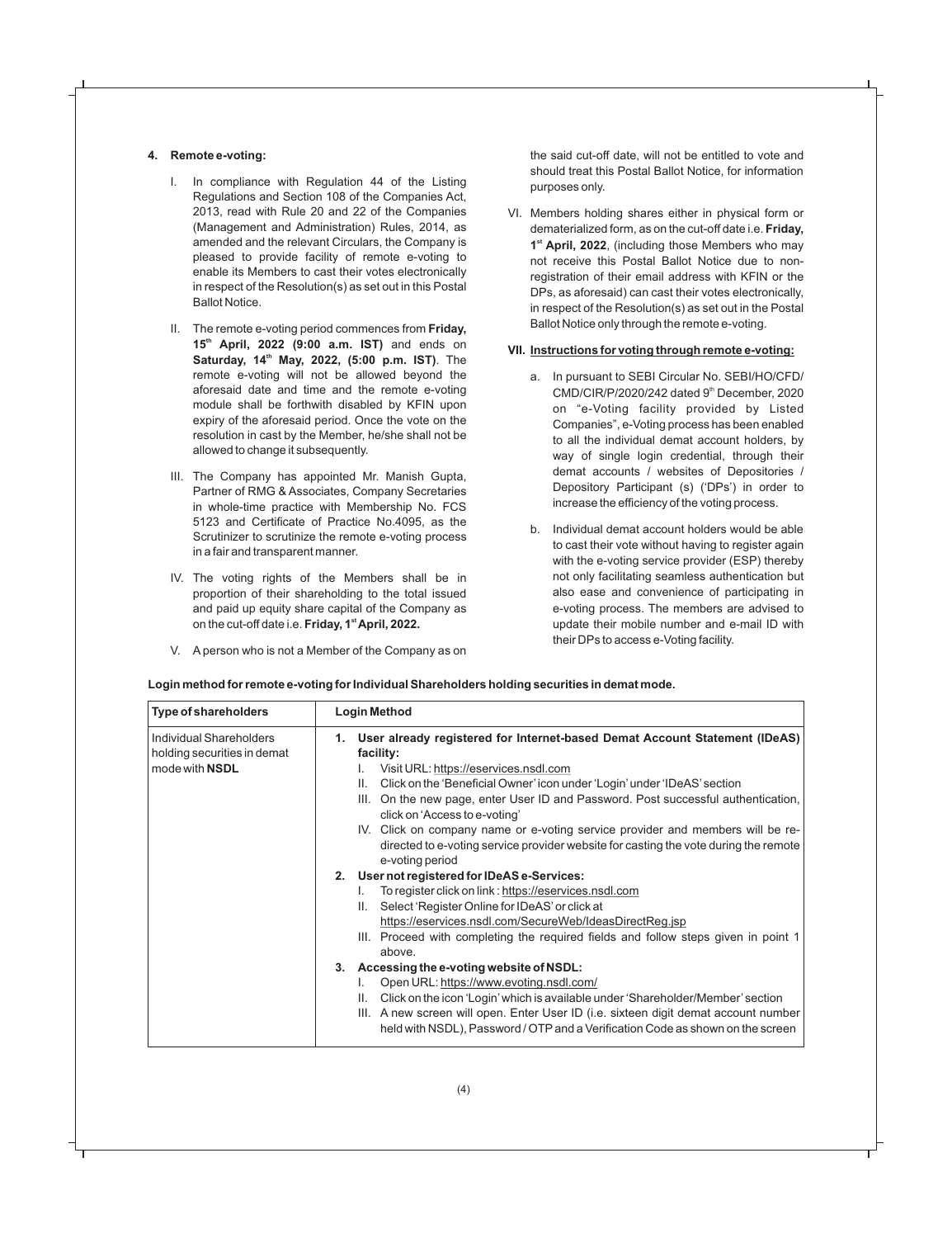**4. Remote e-voting:**

I. In compliance with Regulation 44 of the Listing Regulations and Section 108 of the Companies Act, 2013, read with Rule 20 and 22 of the Companies (Management and Administration) Rules, 2014, as amended and the relevant Circulars, the Company is pleased to provide facility of remote e-voting to enable its Members to cast their votes electronically in respect of the Resolution(s) as set out in this Postal Ballot Notice.

II. The remote e-voting period commences from **Friday, 15th April, 2022 (9:00 a.m. IST)** and ends on **Saturday, 14th May, 2022, (5:00 p.m. IST)**. The remote e-voting will not be allowed beyond the aforesaid date and time and the remote e-voting module shall be forthwith disabled by KFIN upon expiry of the aforesaid period. Once the vote on the resolution in cast by the Member, he/she shall not be allowed to change it subsequently.

III. The Company has appointed Mr. Manish Gupta, Partner of RMG & Associates, Company Secretaries in whole-time practice with Membership No. FCS 5123 and Certificate of Practice No.4095, as the Scrutinizer to scrutinize the remote e-voting process in a fair and transparent manner.

IV. The voting rights of the Members shall be in proportion of their shareholding to the total issued and paid up equity share capital of the Company as on the cut-off date i.e. **Friday, 1st April, 2022.**

V. A person who is not a Member of the Company as on the said cut-off date, will not be entitled to vote and should treat this Postal Ballot Notice, for information purposes only.

VI. Members holding shares either in physical form or dematerialized form, as on the cut-off date i.e. **Friday, 1st April, 2022**, (including those Members who may not receive this Postal Ballot Notice due to non-registration of their email address with KFIN or the DPs, as aforesaid) can cast their votes electronically, in respect of the Resolution(s) as set out in the Postal Ballot Notice only through the remote e-voting.

**VII. Instructions for voting through remote e-voting:**

a. In pursuant to SEBI Circular No. SEBI/HO/CFD/CMD/CIR/P/2020/242 dated 9th December, 2020 on "e-Voting facility provided by Listed Companies", e-Voting process has been enabled to all the individual demat account holders, by way of single login credential, through their demat accounts / websites of Depositories / Depository Participant (s) ('DPs') in order to increase the efficiency of the voting process.

b. Individual demat account holders would be able to cast their vote without having to register again with the e-voting service provider (ESP) thereby not only facilitating seamless authentication but also ease and convenience of participating in e-voting process. The members are advised to update their mobile number and e-mail ID with their DPs to access e-Voting facility.

**Login method for remote e-voting for Individual Shareholders holding securities in demat mode.**

| Type of shareholders | Login Method |
|---|---|
| Individual Shareholders holding securities in demat mode with **NSDL** | **1. User already registered for Internet-based Demat Account Statement (IDeAS) facility:**<br>I. Visit URL: https://eservices.nsdl.com<br>II. Click on the 'Beneficial Owner' icon under 'Login' under 'IDeAS' section<br>III. On the new page, enter User ID and Password. Post successful authentication, click on 'Access to e-voting'<br>IV. Click on company name or e-voting service provider and members will be re-directed to e-voting service provider website for casting the vote during the remote e-voting period<br>**2. User not registered for IDeAS e-Services:**<br>I. To register click on link : https://eservices.nsdl.com<br>II. Select 'Register Online for IDeAS' or click at https://eservices.nsdl.com/SecureWeb/IdeasDirectReg.jsp<br>III. Proceed with completing the required fields and follow steps given in point 1 above.<br>**3. Accessing the e-voting website of NSDL:**<br>I. Open URL: https://www.evoting.nsdl.com/<br>II. Click on the icon 'Login' which is available under 'Shareholder/Member' section<br>III. A new screen will open. Enter User ID (i.e. sixteen digit demat account number held with NSDL), Password / OTP and a Verification Code as shown on the screen |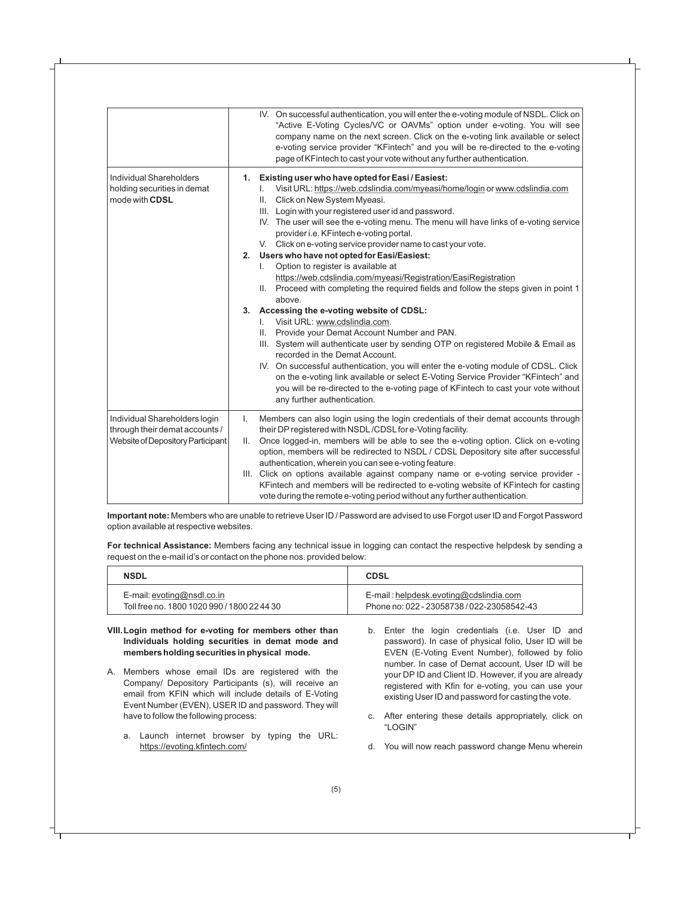| | |
|---|---|
| | IV. On successful authentication, you will enter the e-voting module of NSDL. Click on "Active E-Voting Cycles/VC or OAVMs" option under e-voting. You will see company name on the next screen. Click on the e-voting link available or select e-voting service provider "KFintech" and you will be re-directed to the e-voting page of KFintech to cast your vote without any further authentication. |
| Individual Shareholders holding securities in demat mode with **CDSL** | **1. Existing user who have opted for Easi / Easiest:**<br>I. Visit URL: https://web.cdslindia.com/myeasi/home/login or www.cdslindia.com<br>II. Click on New System Myeasi.<br>III. Login with your registered user id and password.<br>IV. The user will see the e-voting menu. The menu will have links of e-voting service provider i.e. KFintech e-voting portal.<br>V. Click on e-voting service provider name to cast your vote.<br>**2. Users who have not opted for Easi/Easiest:**<br>I. Option to register is available at https://web.cdslindia.com/myeasi/Registration/EasiRegistration<br>II. Proceed with completing the required fields and follow the steps given in point 1 above.<br>**3. Accessing the e-voting website of CDSL:**<br>I. Visit URL: www.cdslindia.com.<br>II. Provide your Demat Account Number and PAN.<br>III. System will authenticate user by sending OTP on registered Mobile & Email as recorded in the Demat Account.<br>IV. On successful authentication, you will enter the e-voting module of CDSL. Click on the e-voting link available or select E-Voting Service Provider "KFintech" and you will be re-directed to the e-voting page of KFintech to cast your vote without any further authentication. |
| Individual Shareholders login through their demat accounts / Website of Depository Participant | I. Members can also login using the login credentials of their demat accounts through their DP registered with NSDL /CDSL for e-Voting facility.<br>II. Once logged-in, members will be able to see the e-voting option. Click on e-voting option, members will be redirected to NSDL / CDSL Depository site after successful authentication, wherein you can see e-voting feature.<br>III. Click on options available against company name or e-voting service provider - KFintech and members will be redirected to e-voting website of KFintech for casting vote during the remote e-voting period without any further authentication. |

**Important note:** Members who are unable to retrieve User ID / Password are advised to use Forgot user ID and Forgot Password option available at respective websites.

**For technical Assistance:** Members facing any technical issue in logging can contact the respective helpdesk by sending a request on the e-mail id's or contact on the phone nos. provided below:

| NSDL | CDSL |
|---|---|
| E-mail: evoting@nsdl.co.in<br>Toll free no. 1800 1020 990 / 1800 22 44 30 | E-mail : helpdesk.evoting@cdslindia.com<br>Phone no: 022 - 23058738 / 022-23058542-43 |

**VIII. Login method for e-voting for members other than Individuals holding securities in demat mode and members holding securities in physical mode.**

A. Members whose email IDs are registered with the Company/ Depository Participants (s), will receive an email from KFIN which will include details of E-Voting Event Number (EVEN), USER ID and password. They will have to follow the following process:

a. Launch internet browser by typing the URL: https://evoting.kfintech.com/

b. Enter the login credentials (i.e. User ID and password). In case of physical folio, User ID will be EVEN (E-Voting Event Number), followed by folio number. In case of Demat account, User ID will be your DP ID and Client ID. However, if you are already registered with Kfin for e-voting, you can use your existing User ID and password for casting the vote.

c. After entering these details appropriately, click on "LOGIN"

d. You will now reach password change Menu wherein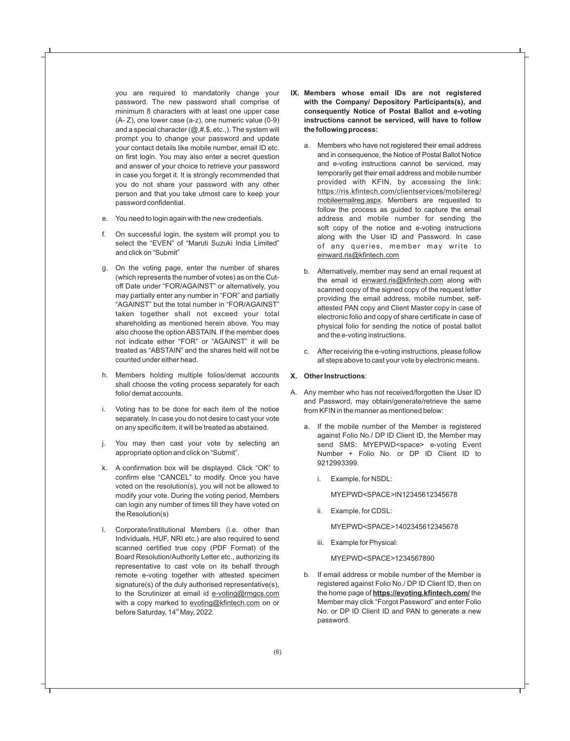you are required to mandatorily change your password. The new password shall comprise of minimum 8 characters with at least one upper case (A- Z), one lower case (a-z), one numeric value (0-9) and a special character (@,#,$, etc.,). The system will prompt you to change your password and update your contact details like mobile number, email ID etc. on first login. You may also enter a secret question and answer of your choice to retrieve your password in case you forget it. It is strongly recommended that you do not share your password with any other person and that you take utmost care to keep your password confidential.

e. You need to login again with the new credentials.

f. On successful login, the system will prompt you to select the "EVEN" of "Maruti Suzuki India Limited" and click on "Submit"

g. On the voting page, enter the number of shares (which represents the number of votes) as on the Cut-off Date under "FOR/AGAINST" or alternatively, you may partially enter any number in "FOR" and partially "AGAINST" but the total number in "FOR/AGAINST" taken together shall not exceed your total shareholding as mentioned herein above. You may also choose the option ABSTAIN. If the member does not indicate either "FOR" or "AGAINST" it will be treated as "ABSTAIN" and the shares held will not be counted under either head.

h. Members holding multiple folios/demat accounts shall choose the voting process separately for each folio/ demat accounts.

i. Voting has to be done for each item of the notice separately. In case you do not desire to cast your vote on any specific item, it will be treated as abstained.

j. You may then cast your vote by selecting an appropriate option and click on "Submit".

k. A confirmation box will be displayed. Click "OK" to confirm else "CANCEL" to modify. Once you have voted on the resolution(s), you will not be allowed to modify your vote. During the voting period, Members can login any number of times till they have voted on the Resolution(s)

l. Corporate/Institutional Members (i.e. other than Individuals, HUF, NRI etc.) are also required to send scanned certified true copy (PDF Format) of the Board Resolution/Authority Letter etc., authorizing its representative to cast vote on its behalf through remote e-voting together with attested specimen signature(s) of the duly authorised representative(s), to the Scrutinizer at email id e-voting@rmgcs.com with a copy marked to evoting@kfintech.com on or before Saturday, 14th May, 2022.

**IX. Members whose email IDs are not registered with the Company/ Depository Participants(s), and consequently Notice of Postal Ballot and e-voting instructions cannot be serviced, will have to follow the following process:**

a. Members who have not registered their email address and in consequence, the Notice of Postal Ballot Notice and e-voting instructions cannot be serviced, may temporarily get their email address and mobile number provided with KFIN, by accessing the link: https://ris.kfintech.com/clientservices/mobilereg/mobileemailreg.aspx. Members are requested to follow the process as guided to capture the email address and mobile number for sending the soft copy of the notice and e-voting instructions along with the User ID and Password. In case of any queries, member may write to einward.ris@kfintech.com

b. Alternatively, member may send an email request at the email id einward.ris@kfintech.com along with scanned copy of the signed copy of the request letter providing the email address, mobile number, self-attested PAN copy and Client Master copy in case of electronic folio and copy of share certificate in case of physical folio for sending the notice of postal ballot and the e-voting instructions.

c. After receiving the e-voting instructions, please follow all steps above to cast your vote by electronic means.

**X. Other Instructions**:

A. Any member who has not received/forgotten the User ID and Password, may obtain/generate/retrieve the same from KFIN in the manner as mentioned below:

a. If the mobile number of the Member is registered against Folio No./ DP ID Client ID, the Member may send SMS: MYEPWD<space> e-voting Event Number + Folio No. or DP ID Client ID to 9212993399.

   i. Example, for NSDL:

      MYEPWD<SPACE>IN12345612345678

   ii. Example, for CDSL:

      MYEPWD<SPACE>1402345612345678

   iii. Example for Physical:

      MYEPWD<SPACE>1234567890

b. If email address or mobile number of the Member is registered against Folio No./ DP ID Client ID, then on the home page of **https://evoting.kfintech.com/** the Member may click "Forgot Password" and enter Folio No. or DP ID Client ID and PAN to generate a new password.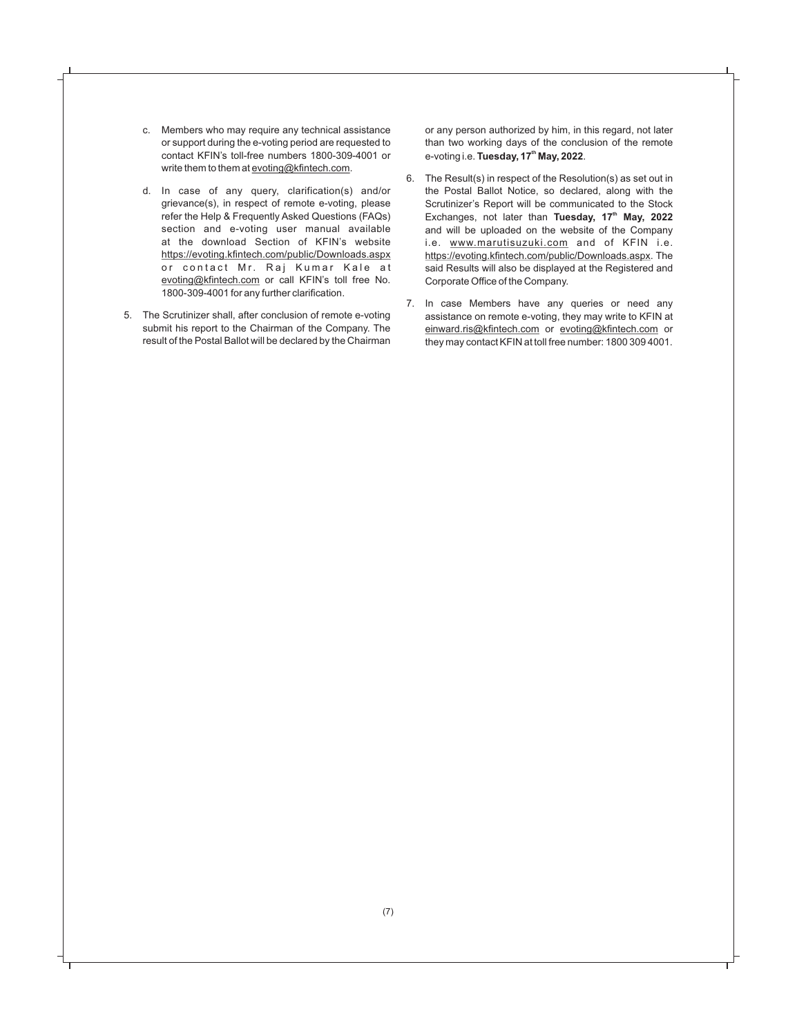c. Members who may require any technical assistance or support during the e-voting period are requested to contact KFIN's toll-free numbers 1800-309-4001 or write them to them at evoting@kfintech.com.

d. In case of any query, clarification(s) and/or grievance(s), in respect of remote e-voting, please refer the Help & Frequently Asked Questions (FAQs) section and e-voting user manual available at the download Section of KFIN's website https://evoting.kfintech.com/public/Downloads.aspx or contact Mr. Raj Kumar Kale at evoting@kfintech.com or call KFIN's toll free No. 1800-309-4001 for any further clarification.

5. The Scrutinizer shall, after conclusion of remote e-voting submit his report to the Chairman of the Company. The result of the Postal Ballot will be declared by the Chairman or any person authorized by him, in this regard, not later than two working days of the conclusion of the remote e-voting i.e. **Tuesday, 17th May, 2022**.

6. The Result(s) in respect of the Resolution(s) as set out in the Postal Ballot Notice, so declared, along with the Scrutinizer's Report will be communicated to the Stock Exchanges, not later than **Tuesday, 17th May, 2022** and will be uploaded on the website of the Company i.e. www.marutisuzuki.com and of KFIN i.e. https://evoting.kfintech.com/public/Downloads.aspx. The said Results will also be displayed at the Registered and Corporate Office of the Company.

7. In case Members have any queries or need any assistance on remote e-voting, they may write to KFIN at einward.ris@kfintech.com or evoting@kfintech.com or they may contact KFIN at toll free number: 1800 309 4001.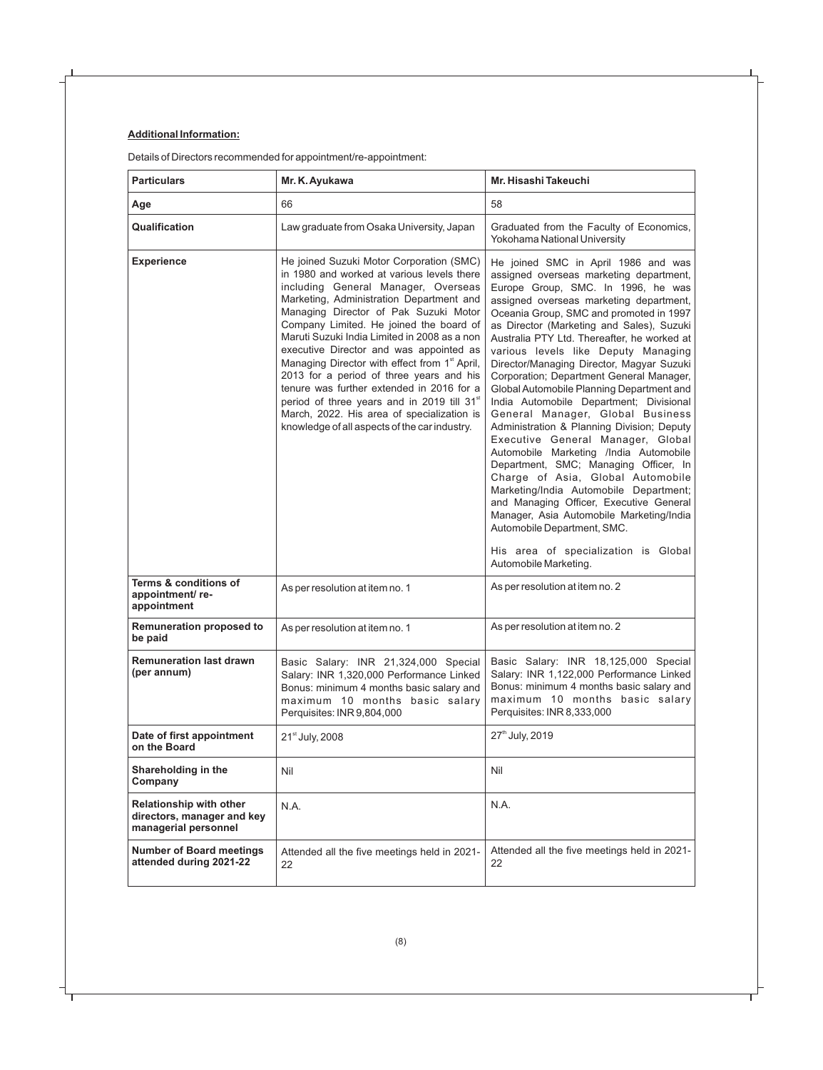**Additional Information:**

Details of Directors recommended for appointment/re-appointment:

| Particulars | Mr. K. Ayukawa | Mr. Hisashi Takeuchi |
|---|---|---|
| **Age** | 66 | 58 |
| **Qualification** | Law graduate from Osaka University, Japan | Graduated from the Faculty of Economics, Yokohama National University |
| **Experience** | He joined Suzuki Motor Corporation (SMC) in 1980 and worked at various levels there including General Manager, Overseas Marketing, Administration Department and Managing Director of Pak Suzuki Motor Company Limited. He joined the board of Maruti Suzuki India Limited in 2008 as a non executive Director and was appointed as Managing Director with effect from 1st April, 2013 for a period of three years and his tenure was further extended in 2016 for a period of three years and in 2019 till 31st March, 2022. His area of specialization is knowledge of all aspects of the car industry. | He joined SMC in April 1986 and was assigned overseas marketing department, Europe Group, SMC. In 1996, he was assigned overseas marketing department, Oceania Group, SMC and promoted in 1997 as Director (Marketing and Sales), Suzuki Australia PTY Ltd. Thereafter, he worked at various levels like Deputy Managing Director/Managing Director, Magyar Suzuki Corporation; Department General Manager, Global Automobile Planning Department and India Automobile Department; Divisional General Manager, Global Business Administration & Planning Division; Deputy Executive General Manager, Global Automobile Marketing /India Automobile Department, SMC; Managing Officer, In Charge of Asia, Global Automobile Marketing/India Automobile Department; and Managing Officer, Executive General Manager, Asia Automobile Marketing/India Automobile Department, SMC.<br><br>His area of specialization is Global Automobile Marketing. |
| **Terms & conditions of appointment/ re-appointment** | As per resolution at item no. 1 | As per resolution at item no. 2 |
| **Remuneration proposed to be paid** | As per resolution at item no. 1 | As per resolution at item no. 2 |
| **Remuneration last drawn (per annum)** | Basic Salary: INR 21,324,000 Special Salary: INR 1,320,000 Performance Linked Bonus: minimum 4 months basic salary and maximum 10 months basic salary Perquisites: INR 9,804,000 | Basic Salary: INR 18,125,000 Special Salary: INR 1,122,000 Performance Linked Bonus: minimum 4 months basic salary and maximum 10 months basic salary Perquisites: INR 8,333,000 |
| **Date of first appointment on the Board** | 21st July, 2008 | 27th July, 2019 |
| **Shareholding in the Company** | Nil | Nil |
| **Relationship with other directors, manager and key managerial personnel** | N.A. | N.A. |
| **Number of Board meetings attended during 2021-22** | Attended all the five meetings held in 2021-22 | Attended all the five meetings held in 2021-22 |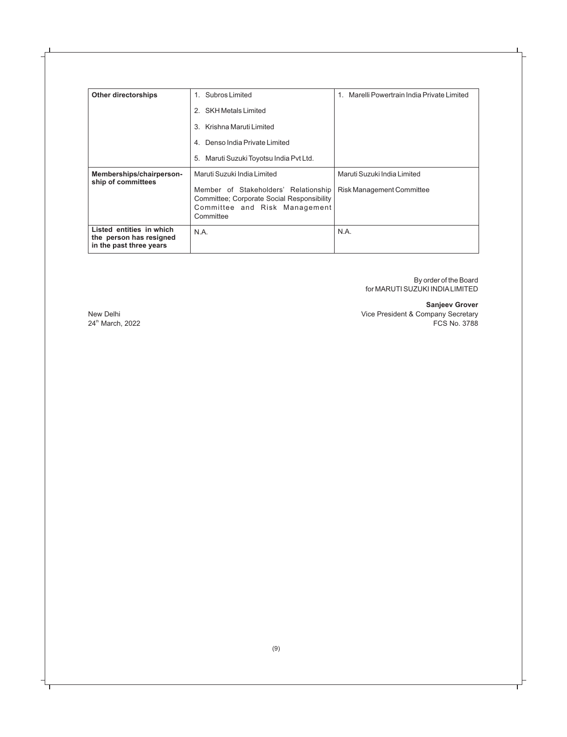| | | |
|---|---|---|
| **Other directorships** | 1. Subros Limited<br>2. SKH Metals Limited<br>3. Krishna Maruti Limited<br>4. Denso India Private Limited<br>5. Maruti Suzuki Toyotsu India Pvt Ltd. | 1. Marelli Powertrain India Private Limited |
| **Memberships/chairperson-ship of committees** | Maruti Suzuki India Limited<br><br>Member of Stakeholders' Relationship Committee; Corporate Social Responsibility Committee and Risk Management Committee | Maruti Suzuki India Limited<br><br>Risk Management Committee |
| **Listed entities in which the person has resigned in the past three years** | N.A. | N.A. |

By order of the Board
for MARUTI SUZUKI INDIA LIMITED

**Sanjeev Grover**
Vice President & Company Secretary
FCS No. 3788

New Delhi
24th March, 2022